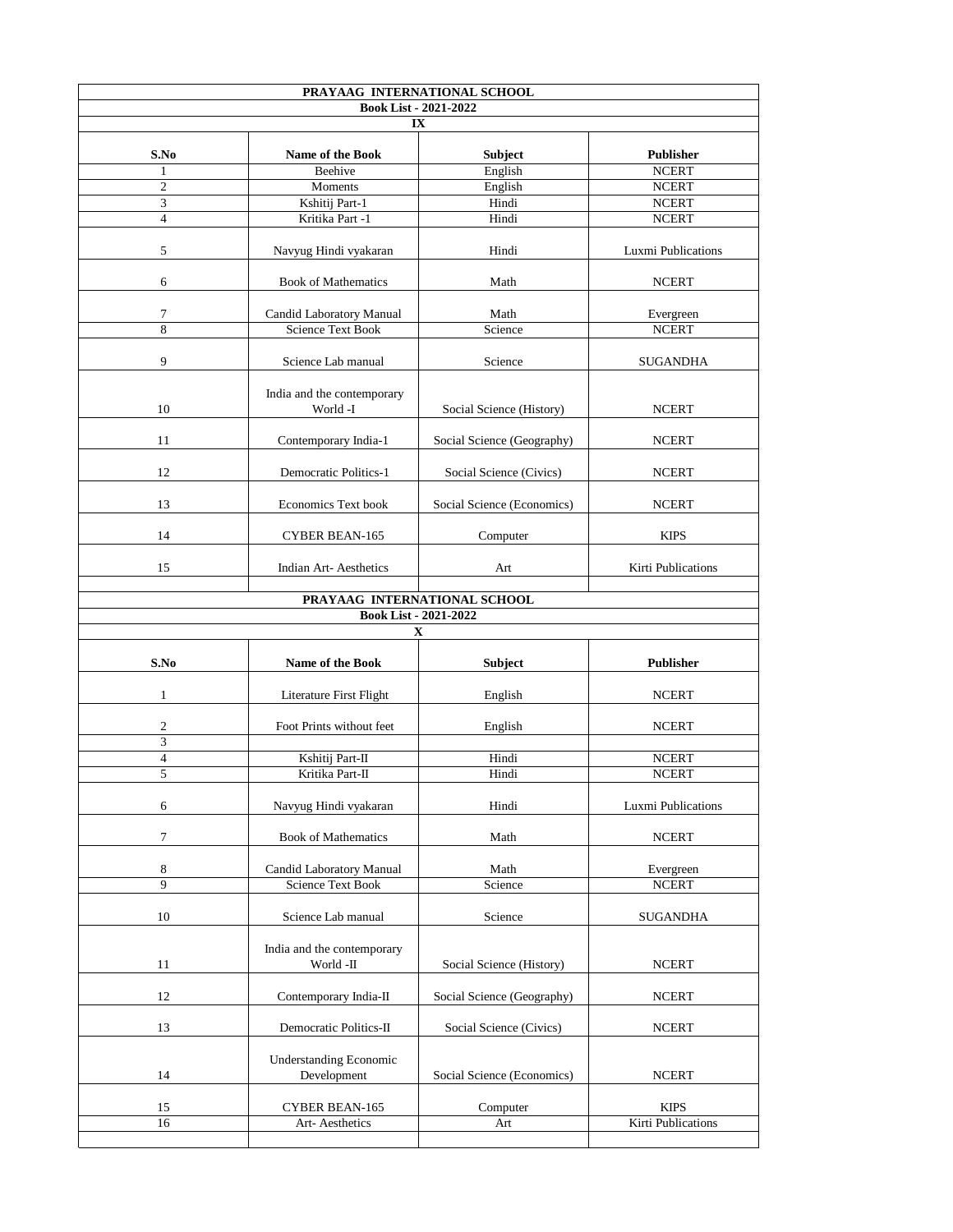# PRAYAAG INTERNATIONAL SCHOOL

## Book List - 2021-2022

### IX

| S.No | Name of the Book | Subject | Publisher |
|---|---|---|---|
| 1 | Beehive | English | NCERT |
| 2 | Moments | English | NCERT |
| 3 | Kshitij Part-1 | Hindi | NCERT |
| 4 | Kritika Part -1 | Hindi | NCERT |
| 5 | Navyug Hindi vyakaran | Hindi | Luxmi Publications |
| 6 | Book of Mathematics | Math | NCERT |
| 7 | Candid Laboratory Manual | Math | Evergreen |
| 8 | Science Text Book | Science | NCERT |
| 9 | Science Lab manual | Science | SUGANDHA |
| 10 | India and the contemporary World -I | Social Science (History) | NCERT |
| 11 | Contemporary India-1 | Social Science (Geography) | NCERT |
| 12 | Democratic Politics-1 | Social Science (Civics) | NCERT |
| 13 | Economics Text book | Social Science (Economics) | NCERT |
| 14 | CYBER BEAN-165 | Computer | KIPS |
| 15 | Indian Art- Aesthetics | Art | Kirti Publications |

# PRAYAAG INTERNATIONAL SCHOOL

## Book List - 2021-2022

### X

| S.No | Name of the Book | Subject | Publisher |
|---|---|---|---|
| 1 | Literature First Flight | English | NCERT |
| 2 | Foot Prints without feet | English | NCERT |
| 3 | | | |
| 4 | Kshitij Part-II | Hindi | NCERT |
| 5 | Kritika Part-II | Hindi | NCERT |
| 6 | Navyug Hindi vyakaran | Hindi | Luxmi Publications |
| 7 | Book of Mathematics | Math | NCERT |
| 8 | Candid Laboratory Manual | Math | Evergreen |
| 9 | Science Text Book | Science | NCERT |
| 10 | Science Lab manual | Science | SUGANDHA |
| 11 | India and the contemporary World -II | Social Science (History) | NCERT |
| 12 | Contemporary India-II | Social Science (Geography) | NCERT |
| 13 | Democratic Politics-II | Social Science (Civics) | NCERT |
| 14 | Understanding Economic Development | Social Science (Economics) | NCERT |
| 15 | CYBER BEAN-165 | Computer | KIPS |
| 16 | Art- Aesthetics | Art | Kirti Publications |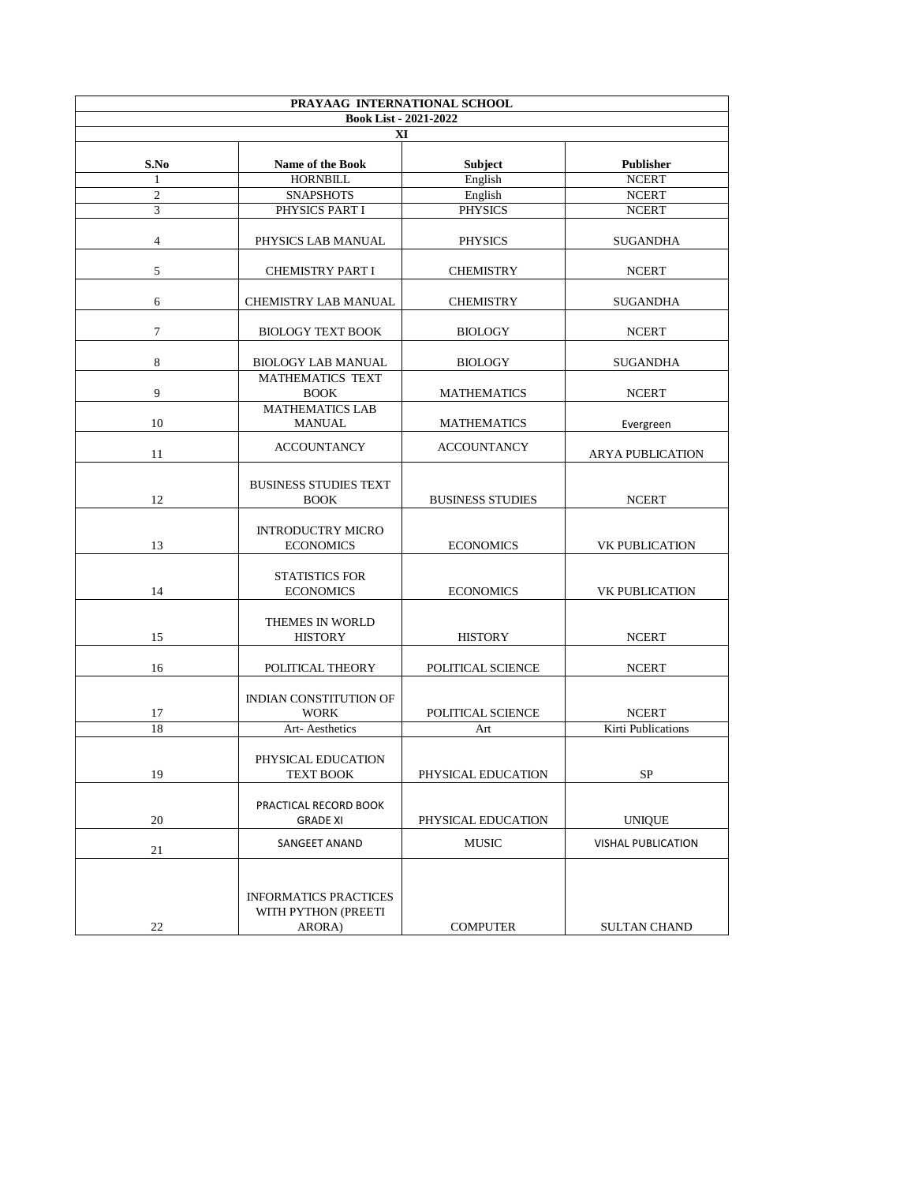**PRAYAAG INTERNATIONAL SCHOOL**

**Book List - 2021-2022**

**XI**

| S.No | Name of the Book | Subject | Publisher |
|---|---|---|---|
| 1 | HORNBILL | English | NCERT |
| 2 | SNAPSHOTS | English | NCERT |
| 3 | PHYSICS PART I | PHYSICS | NCERT |
| 4 | PHYSICS LAB MANUAL | PHYSICS | SUGANDHA |
| 5 | CHEMISTRY PART I | CHEMISTRY | NCERT |
| 6 | CHEMISTRY LAB MANUAL | CHEMISTRY | SUGANDHA |
| 7 | BIOLOGY TEXT BOOK | BIOLOGY | NCERT |
| 8 | BIOLOGY LAB MANUAL | BIOLOGY | SUGANDHA |
| 9 | MATHEMATICS TEXT BOOK | MATHEMATICS | NCERT |
| 10 | MATHEMATICS LAB MANUAL | MATHEMATICS | Evergreen |
| 11 | ACCOUNTANCY | ACCOUNTANCY | ARYA PUBLICATION |
| 12 | BUSINESS STUDIES TEXT BOOK | BUSINESS STUDIES | NCERT |
| 13 | INTRODUCTRY MICRO ECONOMICS | ECONOMICS | VK PUBLICATION |
| 14 | STATISTICS FOR ECONOMICS | ECONOMICS | VK PUBLICATION |
| 15 | THEMES IN WORLD HISTORY | HISTORY | NCERT |
| 16 | POLITICAL THEORY | POLITICAL SCIENCE | NCERT |
| 17 | INDIAN CONSTITUTION OF WORK | POLITICAL SCIENCE | NCERT |
| 18 | Art- Aesthetics | Art | Kirti Publications |
| 19 | PHYSICAL EDUCATION TEXT BOOK | PHYSICAL EDUCATION | SP |
| 20 | PRACTICAL RECORD BOOK GRADE XI | PHYSICAL EDUCATION | UNIQUE |
| 21 | SANGEET ANAND | MUSIC | VISHAL PUBLICATION |
| 22 | INFORMATICS PRACTICES WITH PYTHON (PREETI ARORA) | COMPUTER | SULTAN CHAND |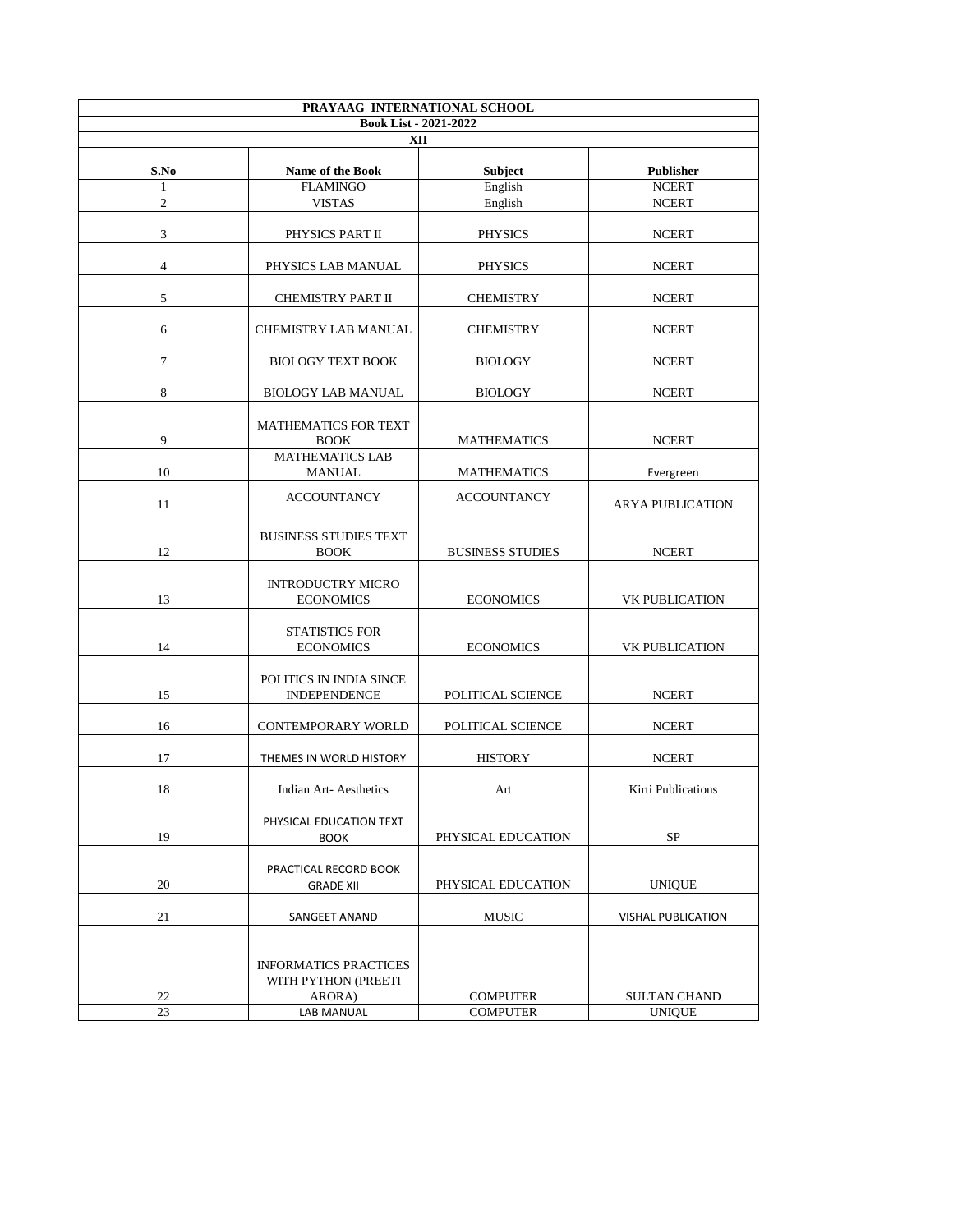| PRAYAAG INTERNATIONAL SCHOOL | | | |
|---|---|---|---|
| Book List - 2021-2022 | | | |
| XII | | | |
| **S.No** | **Name of the Book** | **Subject** | **Publisher** |
| 1 | FLAMINGO | English | NCERT |
| 2 | VISTAS | English | NCERT |
| 3 | PHYSICS PART II | PHYSICS | NCERT |
| 4 | PHYSICS LAB MANUAL | PHYSICS | NCERT |
| 5 | CHEMISTRY PART II | CHEMISTRY | NCERT |
| 6 | CHEMISTRY LAB MANUAL | CHEMISTRY | NCERT |
| 7 | BIOLOGY TEXT BOOK | BIOLOGY | NCERT |
| 8 | BIOLOGY LAB MANUAL | BIOLOGY | NCERT |
| 9 | MATHEMATICS FOR TEXT BOOK | MATHEMATICS | NCERT |
| 10 | MATHEMATICS LAB MANUAL | MATHEMATICS | Evergreen |
| 11 | ACCOUNTANCY | ACCOUNTANCY | ARYA PUBLICATION |
| 12 | BUSINESS STUDIES TEXT BOOK | BUSINESS STUDIES | NCERT |
| 13 | INTRODUCTRY MICRO ECONOMICS | ECONOMICS | VK PUBLICATION |
| 14 | STATISTICS FOR ECONOMICS | ECONOMICS | VK PUBLICATION |
| 15 | POLITICS IN INDIA SINCE INDEPENDENCE | POLITICAL SCIENCE | NCERT |
| 16 | CONTEMPORARY WORLD | POLITICAL SCIENCE | NCERT |
| 17 | THEMES IN WORLD HISTORY | HISTORY | NCERT |
| 18 | Indian Art- Aesthetics | Art | Kirti Publications |
| 19 | PHYSICAL EDUCATION TEXT BOOK | PHYSICAL EDUCATION | SP |
| 20 | PRACTICAL RECORD BOOK GRADE XII | PHYSICAL EDUCATION | UNIQUE |
| 21 | SANGEET ANAND | MUSIC | VISHAL PUBLICATION |
| 22 | INFORMATICS PRACTICES WITH PYTHON (PREETI ARORA) | COMPUTER | SULTAN CHAND |
| 23 | LAB MANUAL | COMPUTER | UNIQUE |